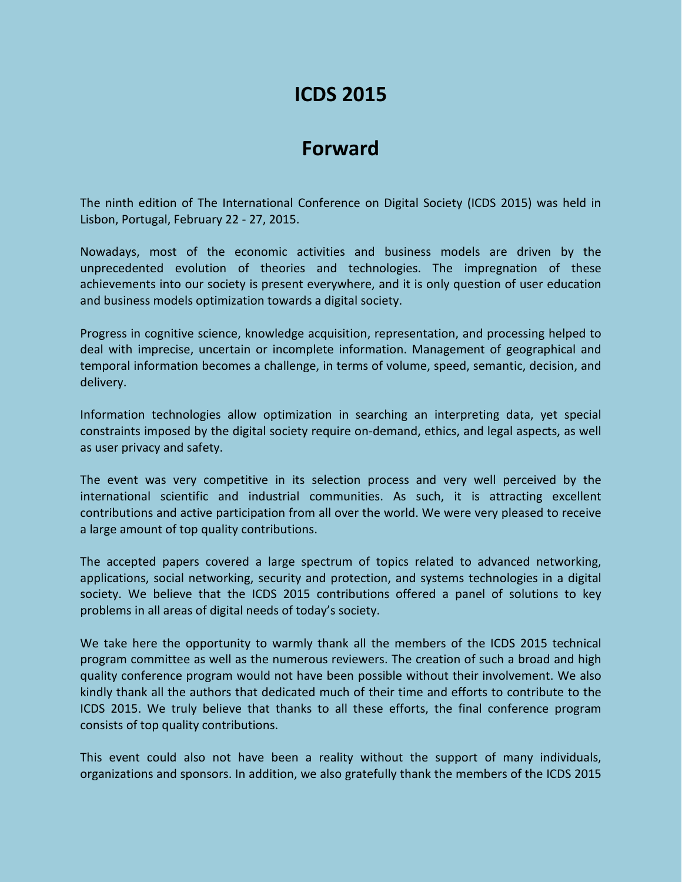# ICDS 2015

## Forward

The ninth edition of The International Conference on Digital Society (ICDS 2015) was held in Lisbon, Portugal, February 22 - 27, 2015.

Nowadays, most of the economic activities and business models are driven by the unprecedented evolution of theories and technologies. The impregnation of these achievements into our society is present everywhere, and it is only question of user education and business models optimization towards a digital society.

Progress in cognitive science, knowledge acquisition, representation, and processing helped to deal with imprecise, uncertain or incomplete information. Management of geographical and temporal information becomes a challenge, in terms of volume, speed, semantic, decision, and delivery.

Information technologies allow optimization in searching an interpreting data, yet special constraints imposed by the digital society require on-demand, ethics, and legal aspects, as well as user privacy and safety.

The event was very competitive in its selection process and very well perceived by the international scientific and industrial communities. As such, it is attracting excellent contributions and active participation from all over the world. We were very pleased to receive a large amount of top quality contributions.

The accepted papers covered a large spectrum of topics related to advanced networking, applications, social networking, security and protection, and systems technologies in a digital society. We believe that the ICDS 2015 contributions offered a panel of solutions to key problems in all areas of digital needs of today's society.

We take here the opportunity to warmly thank all the members of the ICDS 2015 technical program committee as well as the numerous reviewers. The creation of such a broad and high quality conference program would not have been possible without their involvement. We also kindly thank all the authors that dedicated much of their time and efforts to contribute to the ICDS 2015. We truly believe that thanks to all these efforts, the final conference program consists of top quality contributions.

This event could also not have been a reality without the support of many individuals, organizations and sponsors. In addition, we also gratefully thank the members of the ICDS 2015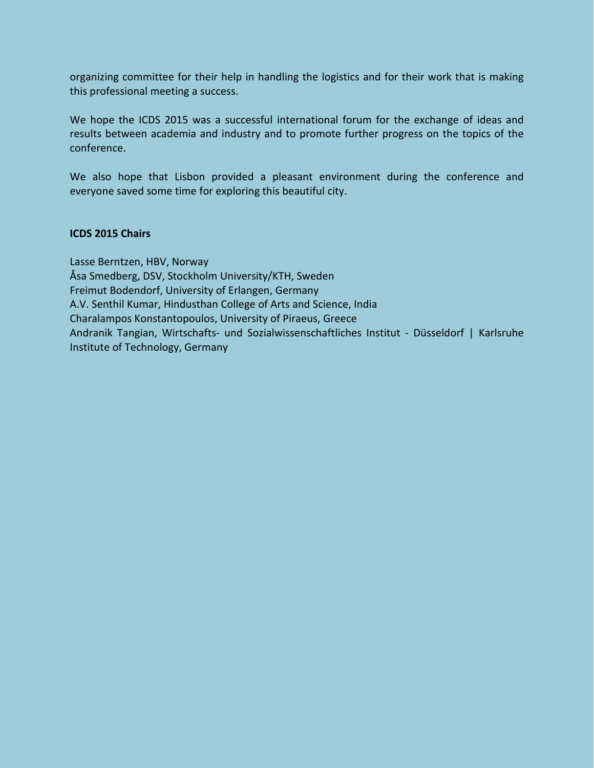organizing committee for their help in handling the logistics and for their work that is making this professional meeting a success.

We hope the ICDS 2015 was a successful international forum for the exchange of ideas and results between academia and industry and to promote further progress on the topics of the conference.

We also hope that Lisbon provided a pleasant environment during the conference and everyone saved some time for exploring this beautiful city.

**ICDS 2015 Chairs**

Lasse Berntzen, HBV, Norway
Åsa Smedberg, DSV, Stockholm University/KTH, Sweden
Freimut Bodendorf, University of Erlangen, Germany
A.V. Senthil Kumar, Hindusthan College of Arts and Science, India
Charalampos Konstantopoulos, University of Piraeus, Greece
Andranik Tangian, Wirtschafts- und Sozialwissenschaftliches Institut - Düsseldorf | Karlsruhe Institute of Technology, Germany